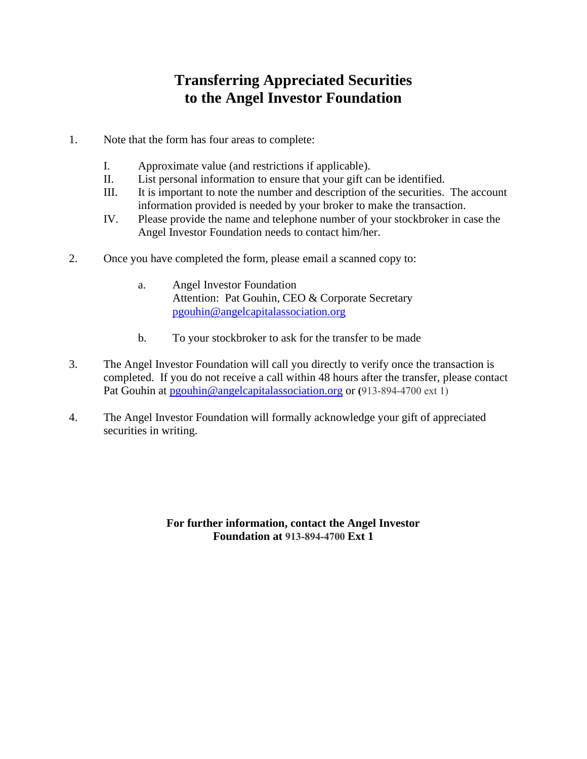# Transferring Appreciated Securities to the Angel Investor Foundation

1. Note that the form has four areas to complete:

   I. Approximate value (and restrictions if applicable).
   II. List personal information to ensure that your gift can be identified.
   III. It is important to note the number and description of the securities. The account information provided is needed by your broker to make the transaction.
   IV. Please provide the name and telephone number of your stockbroker in case the Angel Investor Foundation needs to contact him/her.

2. Once you have completed the form, please email a scanned copy to:

   a. Angel Investor Foundation
      Attention: Pat Gouhin, CEO & Corporate Secretary
      pgouhin@angelcapitalassociation.org

   b. To your stockbroker to ask for the transfer to be made

3. The Angel Investor Foundation will call you directly to verify once the transaction is completed. If you do not receive a call within 48 hours after the transfer, please contact Pat Gouhin at pgouhin@angelcapitalassociation.org or (913-894-4700 ext 1)

4. The Angel Investor Foundation will formally acknowledge your gift of appreciated securities in writing.

**For further information, contact the Angel Investor Foundation at 913-894-4700 Ext 1**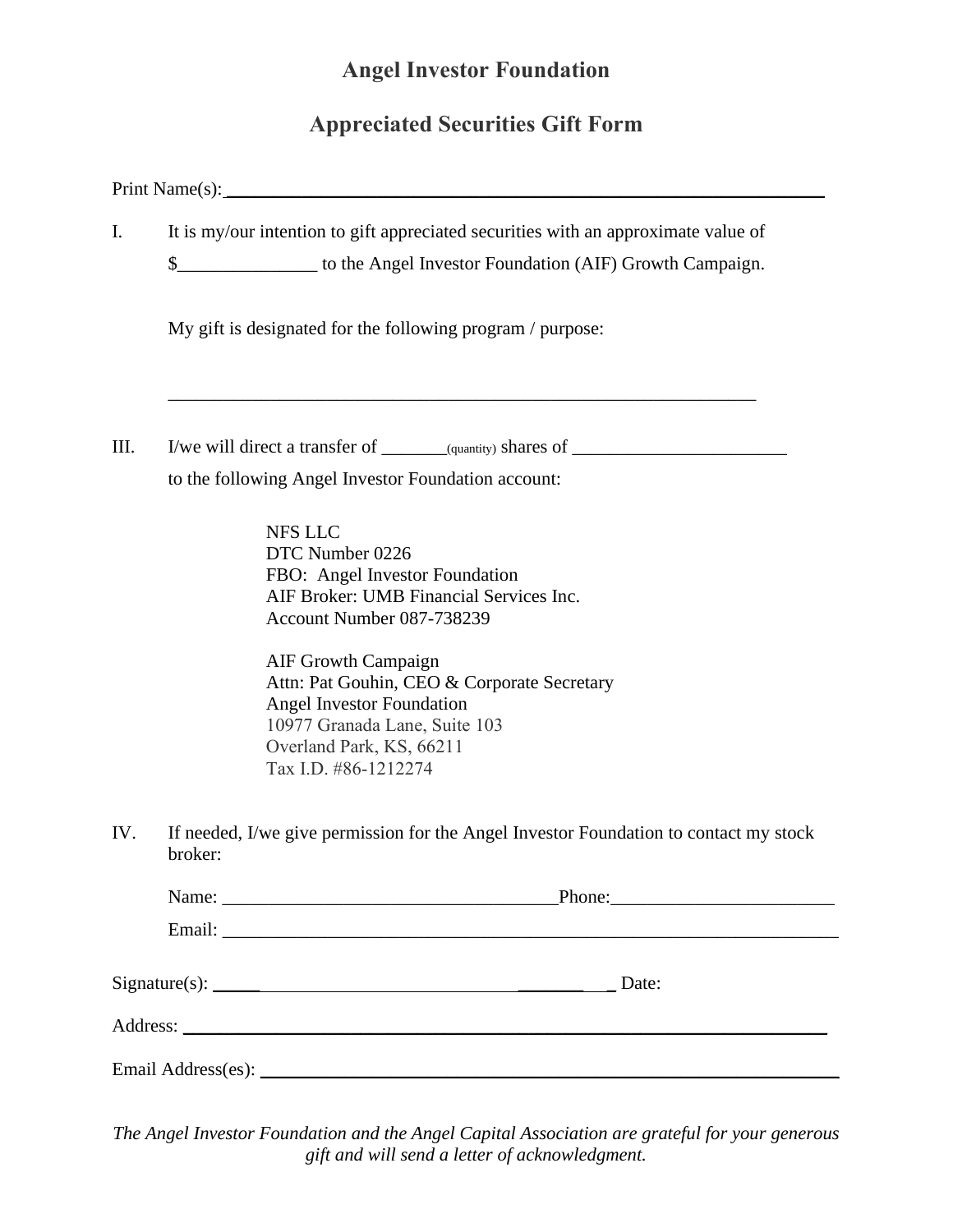# Angel Investor Foundation

## Appreciated Securities Gift Form

Print Name(s):______________________________________________________________

I. It is my/our intention to gift appreciated securities with an approximate value of $_______________ to the Angel Investor Foundation (AIF) Growth Campaign.

My gift is designated for the following program / purpose:

_________________________________________________________________

III. I/we will direct a transfer of _______(quantity) shares of ________________________ to the following Angel Investor Foundation account:

NFS LLC
DTC Number 0226
FBO: Angel Investor Foundation
AIF Broker: UMB Financial Services Inc.
Account Number 087-738239

AIF Growth Campaign
Attn: Pat Gouhin, CEO & Corporate Secretary
Angel Investor Foundation
10977 Granada Lane, Suite 103
Overland Park, KS, 66211
Tax I.D. #86-1212274

IV. If needed, I/we give permission for the Angel Investor Foundation to contact my stock broker:

Name: ____________________________________Phone:________________________

Email: ____________________________________________________________________

Signature(s): ____________________________________________ Date:

Address: ______________________________________________________________________

Email Address(es): ______________________________________________________________

*The Angel Investor Foundation and the Angel Capital Association are grateful for your generous gift and will send a letter of acknowledgment.*